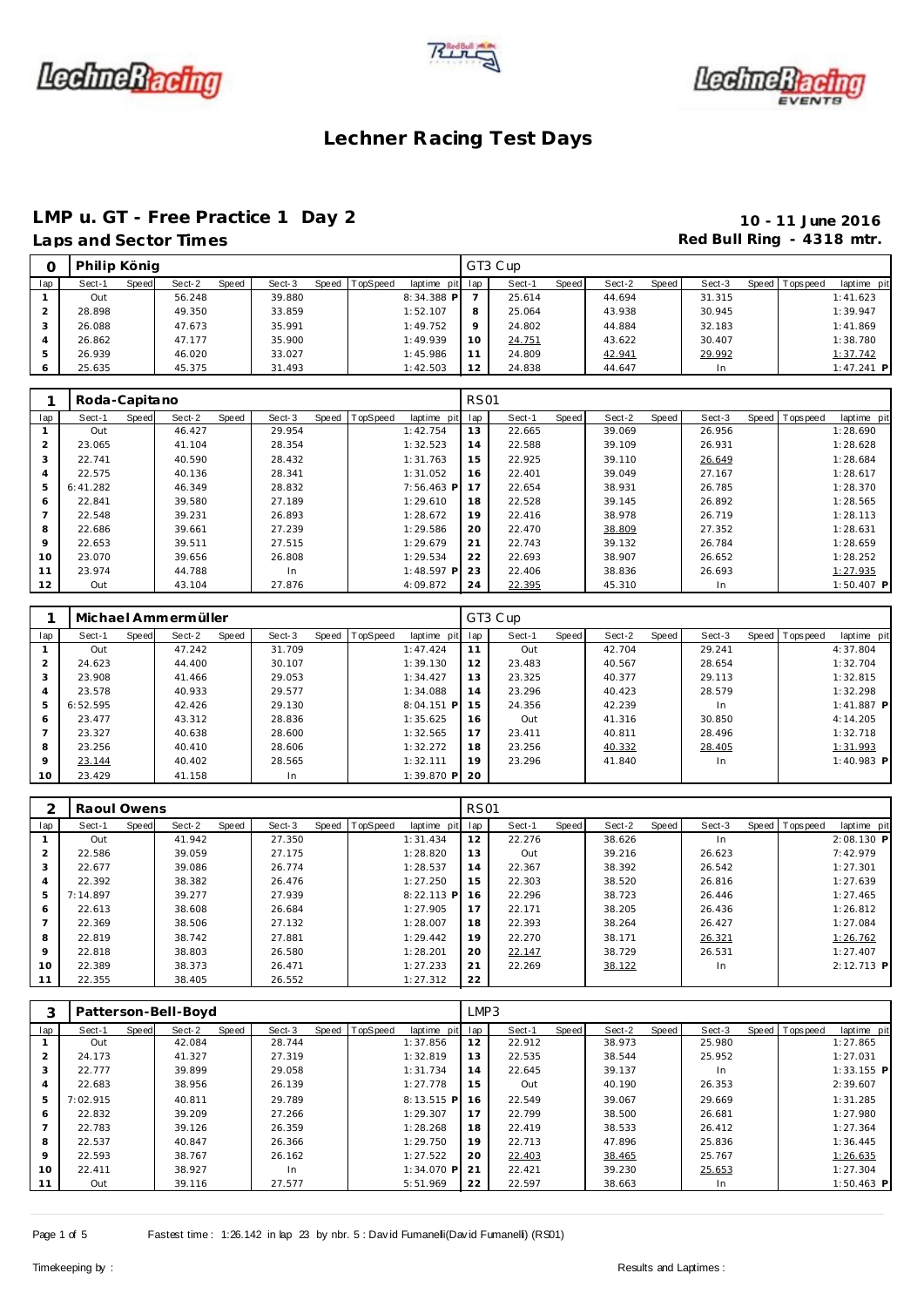# Lechner Racing Test Days

## LMP u. GT - Free Practice 1 Day 2

**Laps and Sector Times**

**10 - 11 June 2016**
**Red Bull Ring - 4318 mtr.**

| 0 | Philip König | | | | | | | | GT3 Cup | | | | | | | | |
|---|---|---|---|---|---|---|---|---|---|---|---|---|---|---|---|---|---|
| lap | Sect-1 | Speed | Sect-2 | Speed | Sect-3 | Speed | TopSpeed | laptime pit | lap | Sect-1 | Speed | Sect-2 | Speed | Sect-3 | Speed | Topspeed | laptime pit |
| 1 | Out | | 56.248 | | 39.880 | | | 8:34.388 P | 7 | 25.614 | | 44.694 | | 31.315 | | | 1:41.623 |
| 2 | 28.898 | | 49.350 | | 33.859 | | | 1:52.107 | 8 | 25.064 | | 43.938 | | 30.945 | | | 1:39.947 |
| 3 | 26.088 | | 47.673 | | 35.991 | | | 1:49.752 | 9 | 24.802 | | 44.884 | | 32.183 | | | 1:41.869 |
| 4 | 26.862 | | 47.177 | | 35.900 | | | 1:49.939 | 10 | 24.751 | | 43.622 | | 30.407 | | | 1:38.780 |
| 5 | 26.939 | | 46.020 | | 33.027 | | | 1:45.986 | 11 | 24.809 | | 42.941 | | 29.992 | | | 1:37.742 |
| 6 | 25.635 | | 45.375 | | 31.493 | | | 1:42.503 | 12 | 24.838 | | 44.647 | | In | | | 1:47.241 P |

| 1 | Roda-Capitano | | | | | | | | RS01 | | | | | | | | |
|---|---|---|---|---|---|---|---|---|---|---|---|---|---|---|---|---|---|
| lap | Sect-1 | Speed | Sect-2 | Speed | Sect-3 | Speed | TopSpeed | laptime pit | lap | Sect-1 | Speed | Sect-2 | Speed | Sect-3 | Speed | Topspeed | laptime pit |
| 1 | Out | | 46.427 | | 29.954 | | | 1:42.754 | 13 | 22.665 | | 39.069 | | 26.956 | | | 1:28.690 |
| 2 | 23.065 | | 41.104 | | 28.354 | | | 1:32.523 | 14 | 22.588 | | 39.109 | | 26.931 | | | 1:28.628 |
| 3 | 22.741 | | 40.590 | | 28.432 | | | 1:31.763 | 15 | 22.925 | | 39.110 | | 26.649 | | | 1:28.684 |
| 4 | 22.575 | | 40.136 | | 28.341 | | | 1:31.052 | 16 | 22.401 | | 39.049 | | 27.167 | | | 1:28.617 |
| 5 | 6:41.282 | | 46.349 | | 28.832 | | | 7:56.463 P | 17 | 22.654 | | 38.931 | | 26.785 | | | 1:28.370 |
| 6 | 22.841 | | 39.580 | | 27.189 | | | 1:29.610 | 18 | 22.528 | | 39.145 | | 26.892 | | | 1:28.565 |
| 7 | 22.548 | | 39.231 | | 26.893 | | | 1:28.672 | 19 | 22.416 | | 38.978 | | 26.719 | | | 1:28.113 |
| 8 | 22.686 | | 39.661 | | 27.239 | | | 1:29.586 | 20 | 22.470 | | 38.809 | | 27.352 | | | 1:28.631 |
| 9 | 22.653 | | 39.511 | | 27.515 | | | 1:29.679 | 21 | 22.743 | | 39.132 | | 26.784 | | | 1:28.659 |
| 10 | 23.070 | | 39.656 | | 26.808 | | | 1:29.534 | 22 | 22.693 | | 38.907 | | 26.652 | | | 1:28.252 |
| 11 | 23.974 | | 44.788 | | In | | | 1:48.597 P | 23 | 22.406 | | 38.836 | | 26.693 | | | 1:27.935 |
| 12 | Out | | 43.104 | | 27.876 | | | 4:09.872 | 24 | 22.395 | | 45.310 | | In | | | 1:50.407 P |

| 1 | Michael Ammermüller | | | | | | | | GT3 Cup | | | | | | | | |
|---|---|---|---|---|---|---|---|---|---|---|---|---|---|---|---|---|---|
| lap | Sect-1 | Speed | Sect-2 | Speed | Sect-3 | Speed | TopSpeed | laptime pit | lap | Sect-1 | Speed | Sect-2 | Speed | Sect-3 | Speed | Topspeed | laptime pit |
| 1 | Out | | 47.242 | | 31.709 | | | 1:47.424 | 11 | Out | | 42.704 | | 29.241 | | | 4:37.804 |
| 2 | 24.623 | | 44.400 | | 30.107 | | | 1:39.130 | 12 | 23.483 | | 40.567 | | 28.654 | | | 1:32.704 |
| 3 | 23.908 | | 41.466 | | 29.053 | | | 1:34.427 | 13 | 23.325 | | 40.377 | | 29.113 | | | 1:32.815 |
| 4 | 23.578 | | 40.933 | | 29.577 | | | 1:34.088 | 14 | 23.296 | | 40.423 | | 28.579 | | | 1:32.298 |
| 5 | 6:52.595 | | 42.426 | | 29.130 | | | 8:04.151 P | 15 | 24.356 | | 42.239 | | In | | | 1:41.887 P |
| 6 | 23.477 | | 43.312 | | 28.836 | | | 1:35.625 | 16 | Out | | 41.316 | | 30.850 | | | 4:14.205 |
| 7 | 23.327 | | 40.638 | | 28.600 | | | 1:32.565 | 17 | 23.411 | | 40.811 | | 28.496 | | | 1:32.718 |
| 8 | 23.256 | | 40.410 | | 28.606 | | | 1:32.272 | 18 | 23.256 | | 40.332 | | 28.405 | | | 1:31.993 |
| 9 | 23.144 | | 40.402 | | 28.565 | | | 1:32.111 | 19 | 23.296 | | 41.840 | | In | | | 1:40.983 P |
| 10 | 23.429 | | 41.158 | | In | | | 1:39.870 P | 20 | | | | | | | | |

| 2 | Raoul Owens | | | | | | | | RS01 | | | | | | | | |
|---|---|---|---|---|---|---|---|---|---|---|---|---|---|---|---|---|---|
| lap | Sect-1 | Speed | Sect-2 | Speed | Sect-3 | Speed | TopSpeed | laptime pit | lap | Sect-1 | Speed | Sect-2 | Speed | Sect-3 | Speed | Topspeed | laptime pit |
| 1 | Out | | 41.942 | | 27.350 | | | 1:31.434 | 12 | 22.276 | | 38.626 | | In | | | 2:08.130 P |
| 2 | 22.586 | | 39.059 | | 27.175 | | | 1:28.820 | 13 | Out | | 39.216 | | 26.623 | | | 7:42.979 |
| 3 | 22.677 | | 39.086 | | 26.774 | | | 1:28.537 | 14 | 22.367 | | 38.392 | | 26.542 | | | 1:27.301 |
| 4 | 22.392 | | 38.382 | | 26.476 | | | 1:27.250 | 15 | 22.303 | | 38.520 | | 26.816 | | | 1:27.639 |
| 5 | 7:14.897 | | 39.277 | | 27.939 | | | 8:22.113 P | 16 | 22.296 | | 38.723 | | 26.446 | | | 1:27.465 |
| 6 | 22.613 | | 38.608 | | 26.684 | | | 1:27.905 | 17 | 22.171 | | 38.205 | | 26.436 | | | 1:26.812 |
| 7 | 22.369 | | 38.506 | | 27.132 | | | 1:28.007 | 18 | 22.393 | | 38.264 | | 26.427 | | | 1:27.084 |
| 8 | 22.819 | | 38.742 | | 27.881 | | | 1:29.442 | 19 | 22.270 | | 38.171 | | 26.321 | | | 1:26.762 |
| 9 | 22.818 | | 38.803 | | 26.580 | | | 1:28.201 | 20 | 22.147 | | 38.729 | | 26.531 | | | 1:27.407 |
| 10 | 22.389 | | 38.373 | | 26.471 | | | 1:27.233 | 21 | 22.269 | | 38.122 | | In | | | 2:12.713 P |
| 11 | 22.355 | | 38.405 | | 26.552 | | | 1:27.312 | 22 | | | | | | | | |

| 3 | Patterson-Bell-Boyd | | | | | | | | LMP3 | | | | | | | | |
|---|---|---|---|---|---|---|---|---|---|---|---|---|---|---|---|---|---|
| lap | Sect-1 | Speed | Sect-2 | Speed | Sect-3 | Speed | TopSpeed | laptime pit | lap | Sect-1 | Speed | Sect-2 | Speed | Sect-3 | Speed | Topspeed | laptime pit |
| 1 | Out | | 42.084 | | 28.744 | | | 1:37.856 | 12 | 22.912 | | 38.973 | | 25.980 | | | 1:27.865 |
| 2 | 24.173 | | 41.327 | | 27.319 | | | 1:32.819 | 13 | 22.535 | | 38.544 | | 25.952 | | | 1:27.031 |
| 3 | 22.777 | | 39.899 | | 29.058 | | | 1:31.734 | 14 | 22.645 | | 39.137 | | In | | | 1:33.155 P |
| 4 | 22.683 | | 38.956 | | 26.139 | | | 1:27.778 | 15 | Out | | 40.190 | | 26.353 | | | 2:39.607 |
| 5 | 7:02.915 | | 40.811 | | 29.789 | | | 8:13.515 P | 16 | 22.549 | | 39.067 | | 29.669 | | | 1:31.285 |
| 6 | 22.832 | | 39.209 | | 27.266 | | | 1:29.307 | 17 | 22.799 | | 38.500 | | 26.681 | | | 1:27.980 |
| 7 | 22.783 | | 39.126 | | 26.359 | | | 1:28.268 | 18 | 22.419 | | 38.533 | | 26.412 | | | 1:27.364 |
| 8 | 22.537 | | 40.847 | | 26.366 | | | 1:29.750 | 19 | 22.713 | | 47.896 | | 25.836 | | | 1:36.445 |
| 9 | 22.593 | | 38.767 | | 26.162 | | | 1:27.522 | 20 | 22.403 | | 38.465 | | 25.767 | | | 1:26.635 |
| 10 | 22.411 | | 38.927 | | In | | | 1:34.070 P | 21 | 22.421 | | 39.230 | | 25.653 | | | 1:27.304 |
| 11 | Out | | 39.116 | | 27.577 | | | 5:51.969 | 22 | 22.597 | | 38.663 | | In | | | 1:50.463 P |

Fastest time : 1:26.142 in lap 23 by nbr. 5 : David Fumanelli(David Fumanelli) (RS01)

Timekeeping by :

Results and Laptimes :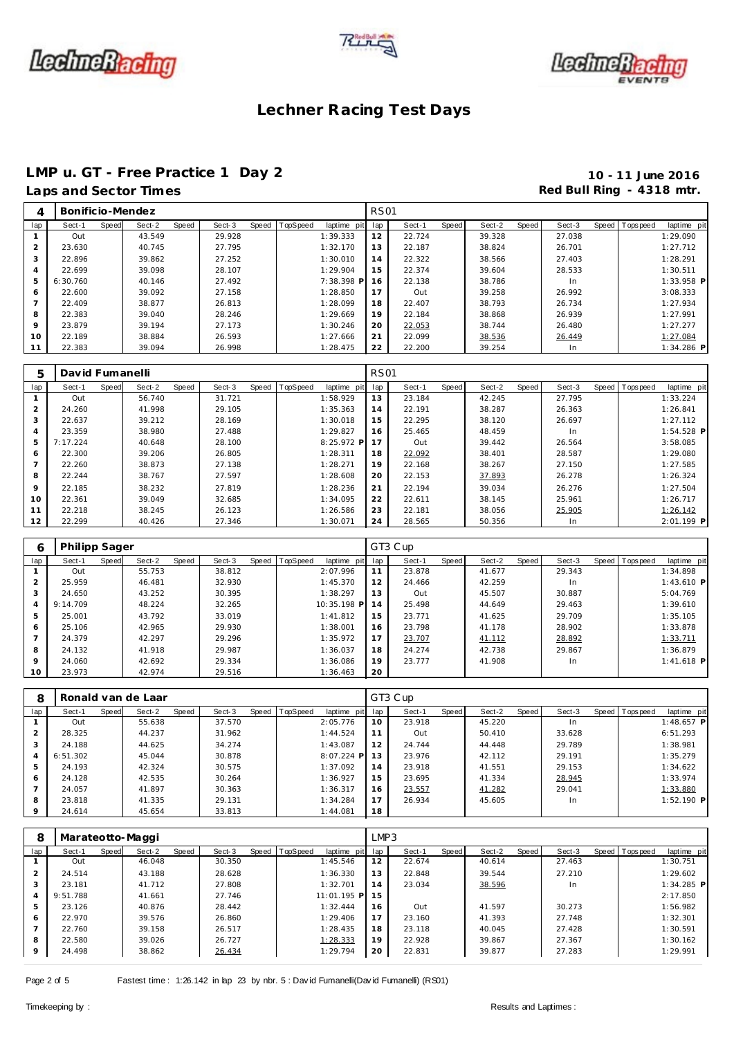# Lechner Racing Test Days

## LMP u. GT - Free Practice 1 Day 2

**Laps and Sector Times**

**10 - 11 June 2016**
**Red Bull Ring - 4318 mtr.**

| 4 | Bonificio-Mendez | | | | | | | | RS01 | | | | | | | | |
|---|---|---|---|---|---|---|---|---|---|---|---|---|---|---|---|---|---|
| lap | Sect-1 | Speed | Sect-2 | Speed | Sect-3 | Speed | TopSpeed | laptime pit | lap | Sect-1 | Speed | Sect-2 | Speed | Sect-3 | Speed | Topspeed | laptime pit |
| 1 | Out | | 43.549 | | 29.928 | | | 1:39.333 | 12 | 22.724 | | 39.328 | | 27.038 | | | 1:29.090 |
| 2 | 23.630 | | 40.745 | | 27.795 | | | 1:32.170 | 13 | 22.187 | | 38.824 | | 26.701 | | | 1:27.712 |
| 3 | 22.896 | | 39.862 | | 27.252 | | | 1:30.010 | 14 | 22.322 | | 38.566 | | 27.403 | | | 1:28.291 |
| 4 | 22.699 | | 39.098 | | 28.107 | | | 1:29.904 | 15 | 22.374 | | 39.604 | | 28.533 | | | 1:30.511 |
| 5 | 6:30.760 | | 40.146 | | 27.492 | | | 7:38.398 P | 16 | 22.138 | | 38.786 | | In | | | 1:33.958 P |
| 6 | 22.600 | | 39.092 | | 27.158 | | | 1:28.850 | 17 | Out | | 39.258 | | 26.992 | | | 3:08.333 |
| 7 | 22.409 | | 38.877 | | 26.813 | | | 1:28.099 | 18 | 22.407 | | 38.793 | | 26.734 | | | 1:27.934 |
| 8 | 22.383 | | 39.040 | | 28.246 | | | 1:29.669 | 19 | 22.184 | | 38.868 | | 26.939 | | | 1:27.991 |
| 9 | 23.879 | | 39.194 | | 27.173 | | | 1:30.246 | 20 | 22.053 | | 38.744 | | 26.480 | | | 1:27.277 |
| 10 | 22.189 | | 38.884 | | 26.593 | | | 1:27.666 | 21 | 22.099 | | 38.536 | | 26.449 | | | 1:27.084 |
| 11 | 22.383 | | 39.094 | | 26.998 | | | 1:28.475 | 22 | 22.200 | | 39.254 | | In | | | 1:34.286 P |

| 5 | David Fumanelli | | | | | | | | RS01 | | | | | | | | |
|---|---|---|---|---|---|---|---|---|---|---|---|---|---|---|---|---|---|
| lap | Sect-1 | Speed | Sect-2 | Speed | Sect-3 | Speed | TopSpeed | laptime pit | lap | Sect-1 | Speed | Sect-2 | Speed | Sect-3 | Speed | Topspeed | laptime pit |
| 1 | Out | | 56.740 | | 31.721 | | | 1:58.929 | 13 | 23.184 | | 42.245 | | 27.795 | | | 1:33.224 |
| 2 | 24.260 | | 41.998 | | 29.105 | | | 1:35.363 | 14 | 22.191 | | 38.287 | | 26.363 | | | 1:26.841 |
| 3 | 22.637 | | 39.212 | | 28.169 | | | 1:30.018 | 15 | 22.295 | | 38.120 | | 26.697 | | | 1:27.112 |
| 4 | 23.359 | | 38.980 | | 27.488 | | | 1:29.827 | 16 | 25.465 | | 48.459 | | In | | | 1:54.528 P |
| 5 | 7:17.224 | | 40.648 | | 28.100 | | | 8:25.972 P | 17 | Out | | 39.442 | | 26.564 | | | 3:58.085 |
| 6 | 22.300 | | 39.206 | | 26.805 | | | 1:28.311 | 18 | 22.092 | | 38.401 | | 28.587 | | | 1:29.080 |
| 7 | 22.260 | | 38.873 | | 27.138 | | | 1:28.271 | 19 | 22.168 | | 38.267 | | 27.150 | | | 1:27.585 |
| 8 | 22.244 | | 38.767 | | 27.597 | | | 1:28.608 | 20 | 22.153 | | 37.893 | | 26.278 | | | 1:26.324 |
| 9 | 22.185 | | 38.232 | | 27.819 | | | 1:28.236 | 21 | 22.194 | | 39.034 | | 26.276 | | | 1:27.504 |
| 10 | 22.361 | | 39.049 | | 32.685 | | | 1:34.095 | 22 | 22.611 | | 38.145 | | 25.961 | | | 1:26.717 |
| 11 | 22.218 | | 38.245 | | 26.123 | | | 1:26.586 | 23 | 22.181 | | 38.056 | | 25.905 | | | 1:26.142 |
| 12 | 22.299 | | 40.426 | | 27.346 | | | 1:30.071 | 24 | 28.565 | | 50.356 | | In | | | 2:01.199 P |

| 6 | Philipp Sager | | | | | | | | GT3 Cup | | | | | | | | |
|---|---|---|---|---|---|---|---|---|---|---|---|---|---|---|---|---|---|
| lap | Sect-1 | Speed | Sect-2 | Speed | Sect-3 | Speed | TopSpeed | laptime pit | lap | Sect-1 | Speed | Sect-2 | Speed | Sect-3 | Speed | Topspeed | laptime pit |
| 1 | Out | | 55.753 | | 38.812 | | | 2:07.996 | 11 | 23.878 | | 41.677 | | 29.343 | | | 1:34.898 |
| 2 | 25.959 | | 46.481 | | 32.930 | | | 1:45.370 | 12 | 24.466 | | 42.259 | | In | | | 1:43.610 P |
| 3 | 24.650 | | 43.252 | | 30.395 | | | 1:38.297 | 13 | Out | | 45.507 | | 30.887 | | | 5:04.769 |
| 4 | 9:14.709 | | 48.224 | | 32.265 | | | 10:35.198 P | 14 | 25.498 | | 44.649 | | 29.463 | | | 1:39.610 |
| 5 | 25.001 | | 43.792 | | 33.019 | | | 1:41.812 | 15 | 23.771 | | 41.625 | | 29.709 | | | 1:35.105 |
| 6 | 25.106 | | 42.965 | | 29.930 | | | 1:38.001 | 16 | 23.798 | | 41.178 | | 28.902 | | | 1:33.878 |
| 7 | 24.379 | | 42.297 | | 29.296 | | | 1:35.972 | 17 | 23.707 | | 41.112 | | 28.892 | | | 1:33.711 |
| 8 | 24.132 | | 41.918 | | 29.987 | | | 1:36.037 | 18 | 24.274 | | 42.738 | | 29.867 | | | 1:36.879 |
| 9 | 24.060 | | 42.692 | | 29.334 | | | 1:36.086 | 19 | 23.777 | | 41.908 | | In | | | 1:41.618 P |
| 10 | 23.973 | | 42.974 | | 29.516 | | | 1:36.463 | 20 | | | | | | | | |

| 8 | Ronald van de Laar | | | | | | | | GT3 Cup | | | | | | | | |
|---|---|---|---|---|---|---|---|---|---|---|---|---|---|---|---|---|---|
| lap | Sect-1 | Speed | Sect-2 | Speed | Sect-3 | Speed | TopSpeed | laptime pit | lap | Sect-1 | Speed | Sect-2 | Speed | Sect-3 | Speed | Topspeed | laptime pit |
| 1 | Out | | 55.638 | | 37.570 | | | 2:05.776 | 10 | 23.918 | | 45.220 | | In | | | 1:48.657 P |
| 2 | 28.325 | | 44.237 | | 31.962 | | | 1:44.524 | 11 | Out | | 50.410 | | 33.628 | | | 6:51.293 |
| 3 | 24.188 | | 44.625 | | 34.274 | | | 1:43.087 | 12 | 24.744 | | 44.448 | | 29.789 | | | 1:38.981 |
| 4 | 6:51.302 | | 45.044 | | 30.878 | | | 8:07.224 P | 13 | 23.976 | | 42.112 | | 29.191 | | | 1:35.279 |
| 5 | 24.193 | | 42.324 | | 30.575 | | | 1:37.092 | 14 | 23.918 | | 41.551 | | 29.153 | | | 1:34.622 |
| 6 | 24.128 | | 42.535 | | 30.264 | | | 1:36.927 | 15 | 23.695 | | 41.334 | | 28.945 | | | 1:33.974 |
| 7 | 24.057 | | 41.897 | | 30.363 | | | 1:36.317 | 16 | 23.557 | | 41.282 | | 29.041 | | | 1:33.880 |
| 8 | 23.818 | | 41.335 | | 29.131 | | | 1:34.284 | 17 | 26.934 | | 45.605 | | In | | | 1:52.190 P |
| 9 | 24.614 | | 45.654 | | 33.813 | | | 1:44.081 | 18 | | | | | | | | |

| 8 | Marateotto-Maggi | | | | | | | | LMP3 | | | | | | | | |
|---|---|---|---|---|---|---|---|---|---|---|---|---|---|---|---|---|---|
| lap | Sect-1 | Speed | Sect-2 | Speed | Sect-3 | Speed | TopSpeed | laptime pit | lap | Sect-1 | Speed | Sect-2 | Speed | Sect-3 | Speed | Topspeed | laptime pit |
| 1 | Out | | 46.048 | | 30.350 | | | 1:45.546 | 12 | 22.674 | | 40.614 | | 27.463 | | | 1:30.751 |
| 2 | 24.514 | | 43.188 | | 28.628 | | | 1:36.330 | 13 | 22.848 | | 39.544 | | 27.210 | | | 1:29.602 |
| 3 | 23.181 | | 41.712 | | 27.808 | | | 1:32.701 | 14 | 23.034 | | 38.596 | | In | | | 1:34.285 P |
| 4 | 9:51.788 | | 41.661 | | 27.746 | | | 11:01.195 P | 15 | | | | | | | | 2:17.850 |
| 5 | 23.126 | | 40.876 | | 28.442 | | | 1:32.444 | 16 | Out | | 41.597 | | 30.273 | | | 1:56.982 |
| 6 | 22.970 | | 39.576 | | 26.860 | | | 1:29.406 | 17 | 23.160 | | 41.393 | | 27.748 | | | 1:32.301 |
| 7 | 22.760 | | 39.158 | | 26.517 | | | 1:28.435 | 18 | 23.118 | | 40.045 | | 27.428 | | | 1:30.591 |
| 8 | 22.580 | | 39.026 | | 26.727 | | | 1:28.333 | 19 | 22.928 | | 39.867 | | 27.367 | | | 1:30.162 |
| 9 | 24.498 | | 38.862 | | 26.434 | | | 1:29.794 | 20 | 22.831 | | 39.877 | | 27.283 | | | 1:29.991 |

Fastest time : 1:26.142 in lap 23 by nbr. 5 : David Fumanelli(David Fumanelli) (RS01)

Timekeeping by : Results and Laptimes :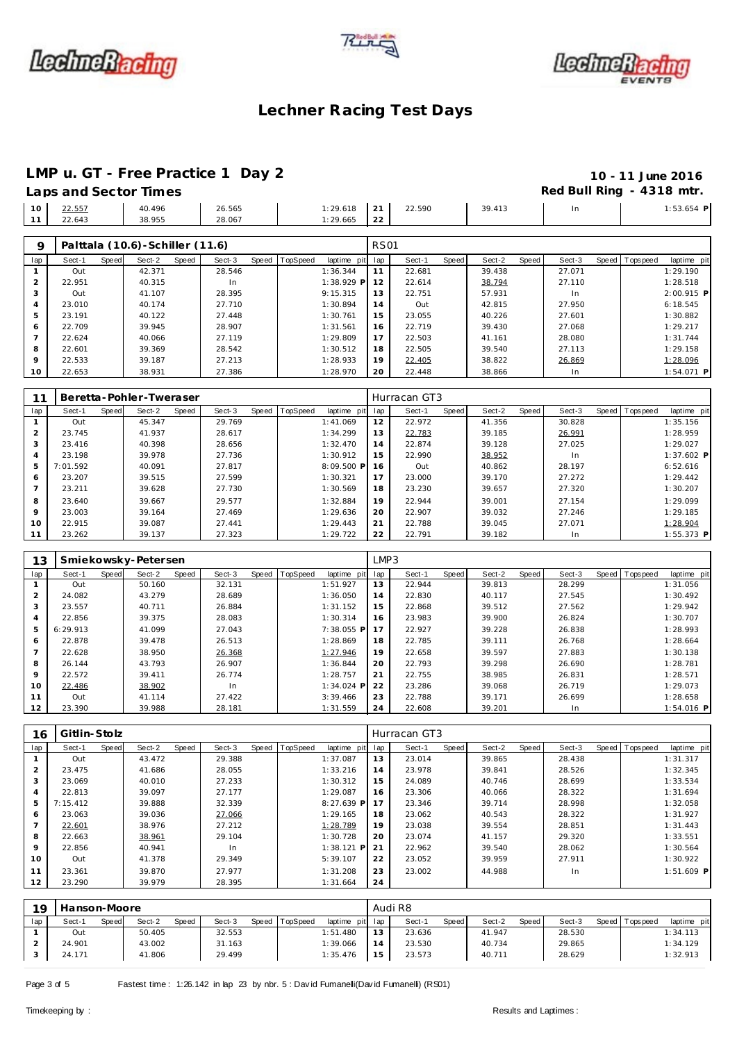# Lechner Racing Test Days

## LMP u. GT - Free Practice 1 Day 2

**10 - 11 June 2016**

**Laps and Sector Times**

**Red Bull Ring - 4318 mtr.**

| lap | Sect-1 | Speed | Sect-2 | Speed | Sect-3 | Speed | TopSpeed | laptime pit | lap | Sect-1 | Speed | Sect-2 | Speed | Sect-3 | Speed | Topspeed | laptime pit |
|---|---|---|---|---|---|---|---|---|---|---|---|---|---|---|---|---|---|
| 10 | 22.557 | | 40.496 | | 26.565 | | | 1:29.618 | 21 | 22.590 | | 39.413 | | In | | | 1:53.654 P |
| 11 | 22.643 | | 38.955 | | 28.067 | | | 1:29.665 | 22 | | | | | | | | |

### 9 Palttala (10.6)-Schiller (11.6) — RS01

| lap | Sect-1 | Speed | Sect-2 | Speed | Sect-3 | Speed | TopSpeed | laptime pit | lap | Sect-1 | Speed | Sect-2 | Speed | Sect-3 | Speed | Topspeed | laptime pit |
|---|---|---|---|---|---|---|---|---|---|---|---|---|---|---|---|---|---|
| 1 | Out | | 42.371 | | 28.546 | | | 1:36.344 | 11 | 22.681 | | 39.438 | | 27.071 | | | 1:29.190 |
| 2 | 22.951 | | 40.315 | | In | | | 1:38.929 P | 12 | 22.614 | | 38.794 | | 27.110 | | | 1:28.518 |
| 3 | Out | | 41.107 | | 28.395 | | | 9:15.315 | 13 | 22.751 | | 57.931 | | In | | | 2:00.915 P |
| 4 | 23.010 | | 40.174 | | 27.710 | | | 1:30.894 | 14 | Out | | 42.815 | | 27.950 | | | 6:18.545 |
| 5 | 23.191 | | 40.122 | | 27.448 | | | 1:30.761 | 15 | 23.055 | | 40.226 | | 27.601 | | | 1:30.882 |
| 6 | 22.709 | | 39.945 | | 28.907 | | | 1:31.561 | 16 | 22.719 | | 39.430 | | 27.068 | | | 1:29.217 |
| 7 | 22.624 | | 40.066 | | 27.119 | | | 1:29.809 | 17 | 22.503 | | 41.161 | | 28.080 | | | 1:31.744 |
| 8 | 22.601 | | 39.369 | | 28.542 | | | 1:30.512 | 18 | 22.505 | | 39.540 | | 27.113 | | | 1:29.158 |
| 9 | 22.533 | | 39.187 | | 27.213 | | | 1:28.933 | 19 | 22.405 | | 38.822 | | 26.869 | | | 1:28.096 |
| 10 | 22.653 | | 38.931 | | 27.386 | | | 1:28.970 | 20 | 22.448 | | 38.866 | | In | | | 1:54.071 P |

### 11 Beretta-Pohler-Tweraser — Hurracan GT3

| lap | Sect-1 | Speed | Sect-2 | Speed | Sect-3 | Speed | TopSpeed | laptime pit | lap | Sect-1 | Speed | Sect-2 | Speed | Sect-3 | Speed | Topspeed | laptime pit |
|---|---|---|---|---|---|---|---|---|---|---|---|---|---|---|---|---|---|
| 1 | Out | | 45.347 | | 29.769 | | | 1:41.069 | 12 | 22.972 | | 41.356 | | 30.828 | | | 1:35.156 |
| 2 | 23.745 | | 41.937 | | 28.617 | | | 1:34.299 | 13 | 22.783 | | 39.185 | | 26.991 | | | 1:28.959 |
| 3 | 23.416 | | 40.398 | | 28.656 | | | 1:32.470 | 14 | 22.874 | | 39.128 | | 27.025 | | | 1:29.027 |
| 4 | 23.198 | | 39.978 | | 27.736 | | | 1:30.912 | 15 | 22.990 | | 38.952 | | In | | | 1:37.602 P |
| 5 | 7:01.592 | | 40.091 | | 27.817 | | | 8:09.500 P | 16 | Out | | 40.862 | | 28.197 | | | 6:52.616 |
| 6 | 23.207 | | 39.515 | | 27.599 | | | 1:30.321 | 17 | 23.000 | | 39.170 | | 27.272 | | | 1:29.442 |
| 7 | 23.211 | | 39.628 | | 27.730 | | | 1:30.569 | 18 | 23.230 | | 39.657 | | 27.320 | | | 1:30.207 |
| 8 | 23.640 | | 39.667 | | 29.577 | | | 1:32.884 | 19 | 22.944 | | 39.001 | | 27.154 | | | 1:29.099 |
| 9 | 23.003 | | 39.164 | | 27.469 | | | 1:29.636 | 20 | 22.907 | | 39.032 | | 27.246 | | | 1:29.185 |
| 10 | 22.915 | | 39.087 | | 27.441 | | | 1:29.443 | 21 | 22.788 | | 39.045 | | 27.071 | | | 1:28.904 |
| 11 | 23.262 | | 39.137 | | 27.323 | | | 1:29.722 | 22 | 22.791 | | 39.182 | | In | | | 1:55.373 P |

### 13 Smiekowsky-Petersen — LMP3

| lap | Sect-1 | Speed | Sect-2 | Speed | Sect-3 | Speed | TopSpeed | laptime pit | lap | Sect-1 | Speed | Sect-2 | Speed | Sect-3 | Speed | Topspeed | laptime pit |
|---|---|---|---|---|---|---|---|---|---|---|---|---|---|---|---|---|---|
| 1 | Out | | 50.160 | | 32.131 | | | 1:51.927 | 13 | 22.944 | | 39.813 | | 28.299 | | | 1:31.056 |
| 2 | 24.082 | | 43.279 | | 28.689 | | | 1:36.050 | 14 | 22.830 | | 40.117 | | 27.545 | | | 1:30.492 |
| 3 | 23.557 | | 40.711 | | 26.884 | | | 1:31.152 | 15 | 22.868 | | 39.512 | | 27.562 | | | 1:29.942 |
| 4 | 22.856 | | 39.375 | | 28.083 | | | 1:30.314 | 16 | 23.983 | | 39.900 | | 26.824 | | | 1:30.707 |
| 5 | 6:29.913 | | 41.099 | | 27.043 | | | 7:38.055 P | 17 | 22.927 | | 39.228 | | 26.838 | | | 1:28.993 |
| 6 | 22.878 | | 39.478 | | 26.513 | | | 1:28.869 | 18 | 22.785 | | 39.111 | | 26.768 | | | 1:28.664 |
| 7 | 22.628 | | 38.950 | | 26.368 | | | 1:27.946 | 19 | 22.658 | | 39.597 | | 27.883 | | | 1:30.138 |
| 8 | 26.144 | | 43.793 | | 26.907 | | | 1:36.844 | 20 | 22.793 | | 39.298 | | 26.690 | | | 1:28.781 |
| 9 | 22.572 | | 39.411 | | 26.774 | | | 1:28.757 | 21 | 22.755 | | 38.985 | | 26.831 | | | 1:28.571 |
| 10 | 22.486 | | 38.902 | | In | | | 1:34.024 P | 22 | 23.286 | | 39.068 | | 26.719 | | | 1:29.073 |
| 11 | Out | | 41.114 | | 27.422 | | | 3:39.466 | 23 | 22.788 | | 39.171 | | 26.699 | | | 1:28.658 |
| 12 | 23.390 | | 39.988 | | 28.181 | | | 1:31.559 | 24 | 22.608 | | 39.201 | | In | | | 1:54.016 P |

### 16 Gitlin-Stolz — Hurracan GT3

| lap | Sect-1 | Speed | Sect-2 | Speed | Sect-3 | Speed | TopSpeed | laptime pit | lap | Sect-1 | Speed | Sect-2 | Speed | Sect-3 | Speed | Topspeed | laptime pit |
|---|---|---|---|---|---|---|---|---|---|---|---|---|---|---|---|---|---|
| 1 | Out | | 43.472 | | 29.388 | | | 1:37.087 | 13 | 23.014 | | 39.865 | | 28.438 | | | 1:31.317 |
| 2 | 23.475 | | 41.686 | | 28.055 | | | 1:33.216 | 14 | 23.978 | | 39.841 | | 28.526 | | | 1:32.345 |
| 3 | 23.069 | | 40.010 | | 27.233 | | | 1:30.312 | 15 | 24.089 | | 40.746 | | 28.699 | | | 1:33.534 |
| 4 | 22.813 | | 39.097 | | 27.177 | | | 1:29.087 | 16 | 23.306 | | 40.066 | | 28.322 | | | 1:31.694 |
| 5 | 7:15.412 | | 39.888 | | 32.339 | | | 8:27.639 P | 17 | 23.346 | | 39.714 | | 28.998 | | | 1:32.058 |
| 6 | 23.063 | | 39.036 | | 27.066 | | | 1:29.165 | 18 | 23.062 | | 40.543 | | 28.322 | | | 1:31.927 |
| 7 | 22.601 | | 38.976 | | 27.212 | | | 1:28.789 | 19 | 23.038 | | 39.554 | | 28.851 | | | 1:31.443 |
| 8 | 22.663 | | 38.961 | | 29.104 | | | 1:30.728 | 20 | 23.074 | | 41.157 | | 29.320 | | | 1:33.551 |
| 9 | 22.856 | | 40.941 | | In | | | 1:38.121 P | 21 | 22.962 | | 39.540 | | 28.062 | | | 1:30.564 |
| 10 | Out | | 41.378 | | 29.349 | | | 5:39.107 | 22 | 23.052 | | 39.959 | | 27.911 | | | 1:30.922 |
| 11 | 23.361 | | 39.870 | | 27.977 | | | 1:31.208 | 23 | 23.002 | | 44.988 | | In | | | 1:51.609 P |
| 12 | 23.290 | | 39.979 | | 28.395 | | | 1:31.664 | 24 | | | | | | | | |

### 19 Hanson-Moore — Audi R8

| lap | Sect-1 | Speed | Sect-2 | Speed | Sect-3 | Speed | TopSpeed | laptime pit | lap | Sect-1 | Speed | Sect-2 | Speed | Sect-3 | Speed | Topspeed | laptime pit |
|---|---|---|---|---|---|---|---|---|---|---|---|---|---|---|---|---|---|
| 1 | Out | | 50.405 | | 32.553 | | | 1:51.480 | 13 | 23.636 | | 41.947 | | 28.530 | | | 1:34.113 |
| 2 | 24.901 | | 43.002 | | 31.163 | | | 1:39.066 | 14 | 23.530 | | 40.734 | | 29.865 | | | 1:34.129 |
| 3 | 24.171 | | 41.806 | | 29.499 | | | 1:35.476 | 15 | 23.573 | | 40.711 | | 28.629 | | | 1:32.913 |

Fastest time : 1:26.142 in lap 23 by nbr. 5 : David Fumanelli(David Fumanelli) (RS01)

Timekeeping by :

Results and Laptimes :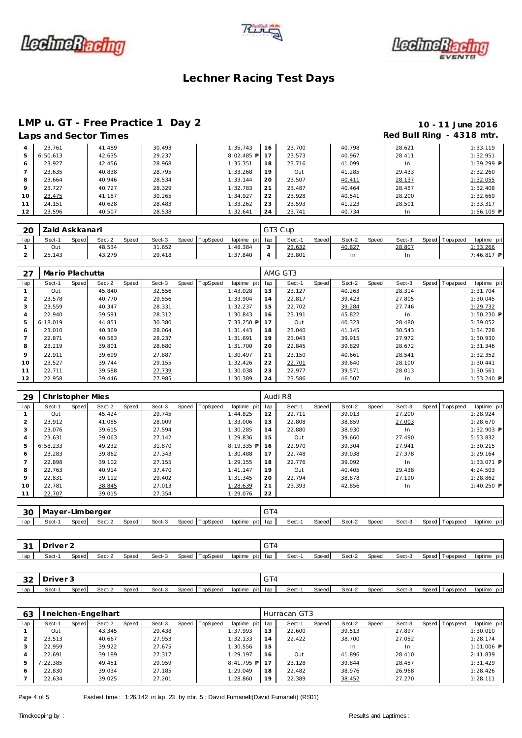# Lechner Racing Test Days

## LMP u. GT - Free Practice 1 Day 2

**10 - 11 June 2016**

### Laps and Sector Times

**Red Bull Ring - 4318 mtr.**

| lap | Sect-1 | Speed | Sect-2 | Speed | Sect-3 | Speed | TopSpeed | laptime pit | lap | Sect-1 | Speed | Sect-2 | Speed | Sect-3 | Speed | Topspeed | laptime pit |
|---|---|---|---|---|---|---|---|---|---|---|---|---|---|---|---|---|---|
| 4 | 23.761 | | 41.489 | | 30.493 | | | 1:35.743 | 16 | 23.700 | | 40.798 | | 28.621 | | | 1:33.119 |
| 5 | 6:50.613 | | 42.635 | | 29.237 | | | 8:02.485 P | 17 | 23.573 | | 40.967 | | 28.411 | | | 1:32.951 |
| 6 | 23.927 | | 42.456 | | 28.968 | | | 1:35.351 | 18 | 23.716 | | 41.099 | | In | | | 1:39.299 P |
| 7 | 23.635 | | 40.838 | | 28.795 | | | 1:33.268 | 19 | Out | | 41.285 | | 29.433 | | | 2:32.260 |
| 8 | 23.664 | | 40.946 | | 28.534 | | | 1:33.144 | 20 | 23.507 | | 40.411 | | 28.137 | | | 1:32.055 |
| 9 | 23.727 | | 40.727 | | 28.329 | | | 1:32.783 | 21 | 23.487 | | 40.464 | | 28.457 | | | 1:32.408 |
| 10 | 23.475 | | 41.187 | | 30.265 | | | 1:34.927 | 22 | 23.928 | | 40.541 | | 28.200 | | | 1:32.669 |
| 11 | 24.151 | | 40.628 | | 28.483 | | | 1:33.262 | 23 | 23.593 | | 41.223 | | 28.501 | | | 1:33.317 |
| 12 | 23.596 | | 40.507 | | 28.538 | | | 1:32.641 | 24 | 23.741 | | 40.734 | | In | | | 1:56.109 P |

**20 Zaid Askkanari** — GT3 Cup

| lap | Sect-1 | Speed | Sect-2 | Speed | Sect-3 | Speed | TopSpeed | laptime pit | lap | Sect-1 | Speed | Sect-2 | Speed | Sect-3 | Speed | Topspeed | laptime pit |
|---|---|---|---|---|---|---|---|---|---|---|---|---|---|---|---|---|---|
| 1 | Out | | 48.534 | | 31.652 | | | 1:48.384 | 3 | 23.632 | | 40.827 | | 28.807 | | | 1:33.266 |
| 2 | 25.143 | | 43.279 | | 29.418 | | | 1:37.840 | 4 | 23.801 | | In | | In | | | 7:46.817 P |

**27 Mario Plachutta** — AMG GT3

| lap | Sect-1 | Speed | Sect-2 | Speed | Sect-3 | Speed | TopSpeed | laptime pit | lap | Sect-1 | Speed | Sect-2 | Speed | Sect-3 | Speed | Topspeed | laptime pit |
|---|---|---|---|---|---|---|---|---|---|---|---|---|---|---|---|---|---|
| 1 | Out | | 45.840 | | 32.556 | | | 1:43.028 | 13 | 23.127 | | 40.263 | | 28.314 | | | 1:31.704 |
| 2 | 23.578 | | 40.770 | | 29.556 | | | 1:33.904 | 14 | 22.817 | | 39.423 | | 27.805 | | | 1:30.045 |
| 3 | 23.559 | | 40.347 | | 28.331 | | | 1:32.237 | 15 | 22.702 | | 39.284 | | 27.746 | | | 1:29.732 |
| 4 | 22.940 | | 39.591 | | 28.312 | | | 1:30.843 | 16 | 23.191 | | 45.822 | | In | | | 1:50.230 P |
| 5 | 6:18.019 | | 44.851 | | 30.380 | | | 7:33.250 P | 17 | Out | | 40.323 | | 28.480 | | | 3:39.052 |
| 6 | 23.010 | | 40.369 | | 28.064 | | | 1:31.443 | 18 | 23.040 | | 41.145 | | 30.543 | | | 1:34.728 |
| 7 | 22.871 | | 40.583 | | 28.237 | | | 1:31.691 | 19 | 23.043 | | 39.915 | | 27.972 | | | 1:30.930 |
| 8 | 23.219 | | 39.801 | | 28.680 | | | 1:31.700 | 20 | 22.845 | | 39.829 | | 28.672 | | | 1:31.346 |
| 9 | 22.911 | | 39.699 | | 27.887 | | | 1:30.497 | 21 | 23.150 | | 40.661 | | 28.541 | | | 1:32.352 |
| 10 | 23.527 | | 39.744 | | 29.155 | | | 1:32.426 | 22 | 22.701 | | 39.640 | | 28.100 | | | 1:30.441 |
| 11 | 22.711 | | 39.588 | | 27.739 | | | 1:30.038 | 23 | 22.977 | | 39.571 | | 28.013 | | | 1:30.561 |
| 12 | 22.958 | | 39.446 | | 27.985 | | | 1:30.389 | 24 | 23.586 | | 46.507 | | In | | | 1:53.240 P |

**29 Christopher Mies** — Audi R8

| lap | Sect-1 | Speed | Sect-2 | Speed | Sect-3 | Speed | TopSpeed | laptime pit | lap | Sect-1 | Speed | Sect-2 | Speed | Sect-3 | Speed | Topspeed | laptime pit |
|---|---|---|---|---|---|---|---|---|---|---|---|---|---|---|---|---|---|
| 1 | Out | | 45.424 | | 29.745 | | | 1:44.825 | 12 | 22.711 | | 39.013 | | 27.200 | | | 1:28.924 |
| 2 | 23.912 | | 41.085 | | 28.009 | | | 1:33.006 | 13 | 22.808 | | 38.859 | | 27.003 | | | 1:28.670 |
| 3 | 23.076 | | 39.615 | | 27.594 | | | 1:30.285 | 14 | 22.880 | | 38.930 | | In | | | 1:32.903 P |
| 4 | 23.631 | | 39.063 | | 27.142 | | | 1:29.836 | 15 | Out | | 39.660 | | 27.490 | | | 5:53.832 |
| 5 | 6:58.233 | | 49.232 | | 31.870 | | | 8:19.335 P | 16 | 22.970 | | 39.304 | | 27.941 | | | 1:30.215 |
| 6 | 23.283 | | 39.862 | | 27.343 | | | 1:30.488 | 17 | 22.748 | | 39.038 | | 27.378 | | | 1:29.164 |
| 7 | 22.898 | | 39.102 | | 27.155 | | | 1:29.155 | 18 | 22.776 | | 39.092 | | In | | | 1:33.071 P |
| 8 | 22.763 | | 40.914 | | 37.470 | | | 1:41.147 | 19 | Out | | 40.405 | | 29.438 | | | 4:24.503 |
| 9 | 22.831 | | 39.112 | | 29.402 | | | 1:31.345 | 20 | 22.794 | | 38.878 | | 27.190 | | | 1:28.862 |
| 10 | 22.781 | | 38.845 | | 27.013 | | | 1:28.639 | 21 | 23.393 | | 42.856 | | In | | | 1:40.250 P |
| 11 | 22.707 | | 39.015 | | 27.354 | | | 1:29.076 | 22 | | | | | | | | |

**30 Mayer-Limberger** — GT4

| lap | Sect-1 | Speed | Sect-2 | Speed | Sect-3 | Speed | TopSpeed | laptime pit | lap | Sect-1 | Speed | Sect-2 | Speed | Sect-3 | Speed | Topspeed | laptime pit |
|---|---|---|---|---|---|---|---|---|---|---|---|---|---|---|---|---|---|

**31 Driver 2** — GT4

| lap | Sect-1 | Speed | Sect-2 | Speed | Sect-3 | Speed | TopSpeed | laptime pit | lap | Sect-1 | Speed | Sect-2 | Speed | Sect-3 | Speed | Topspeed | laptime pit |
|---|---|---|---|---|---|---|---|---|---|---|---|---|---|---|---|---|---|

**32 Driver 3** — GT4

| lap | Sect-1 | Speed | Sect-2 | Speed | Sect-3 | Speed | TopSpeed | laptime pit | lap | Sect-1 | Speed | Sect-2 | Speed | Sect-3 | Speed | Topspeed | laptime pit |
|---|---|---|---|---|---|---|---|---|---|---|---|---|---|---|---|---|---|

**63 Ineichen-Engelhart** — Hurracan GT3

| lap | Sect-1 | Speed | Sect-2 | Speed | Sect-3 | Speed | TopSpeed | laptime pit | lap | Sect-1 | Speed | Sect-2 | Speed | Sect-3 | Speed | Topspeed | laptime pit |
|---|---|---|---|---|---|---|---|---|---|---|---|---|---|---|---|---|---|
| 1 | Out | | 43.345 | | 29.438 | | | 1:37.993 | 13 | 22.600 | | 39.513 | | 27.897 | | | 1:30.010 |
| 2 | 23.513 | | 40.667 | | 27.953 | | | 1:32.133 | 14 | 22.422 | | 38.700 | | 27.052 | | | 1:28.174 |
| 3 | 22.959 | | 39.922 | | 27.675 | | | 1:30.556 | 15 | | | In | | In | | | 1:01.006 P |
| 4 | 22.691 | | 39.189 | | 27.317 | | | 1:29.197 | 16 | Out | | 41.896 | | 28.410 | | | 2:41.839 |
| 5 | 7:22.385 | | 49.451 | | 29.959 | | | 8:41.795 P | 17 | 23.128 | | 39.844 | | 28.457 | | | 1:31.429 |
| 6 | 22.830 | | 39.034 | | 27.185 | | | 1:29.049 | 18 | 22.482 | | 38.976 | | 26.968 | | | 1:28.426 |
| 7 | 22.634 | | 39.025 | | 27.201 | | | 1:28.860 | 19 | 22.389 | | 38.452 | | 27.270 | | | 1:28.111 |

Fastest time : 1:26.142 in lap 23 by nbr. 5 : David Fumanelli(David Fumanelli) (RS01)

Timekeeping by :

Results and Laptimes :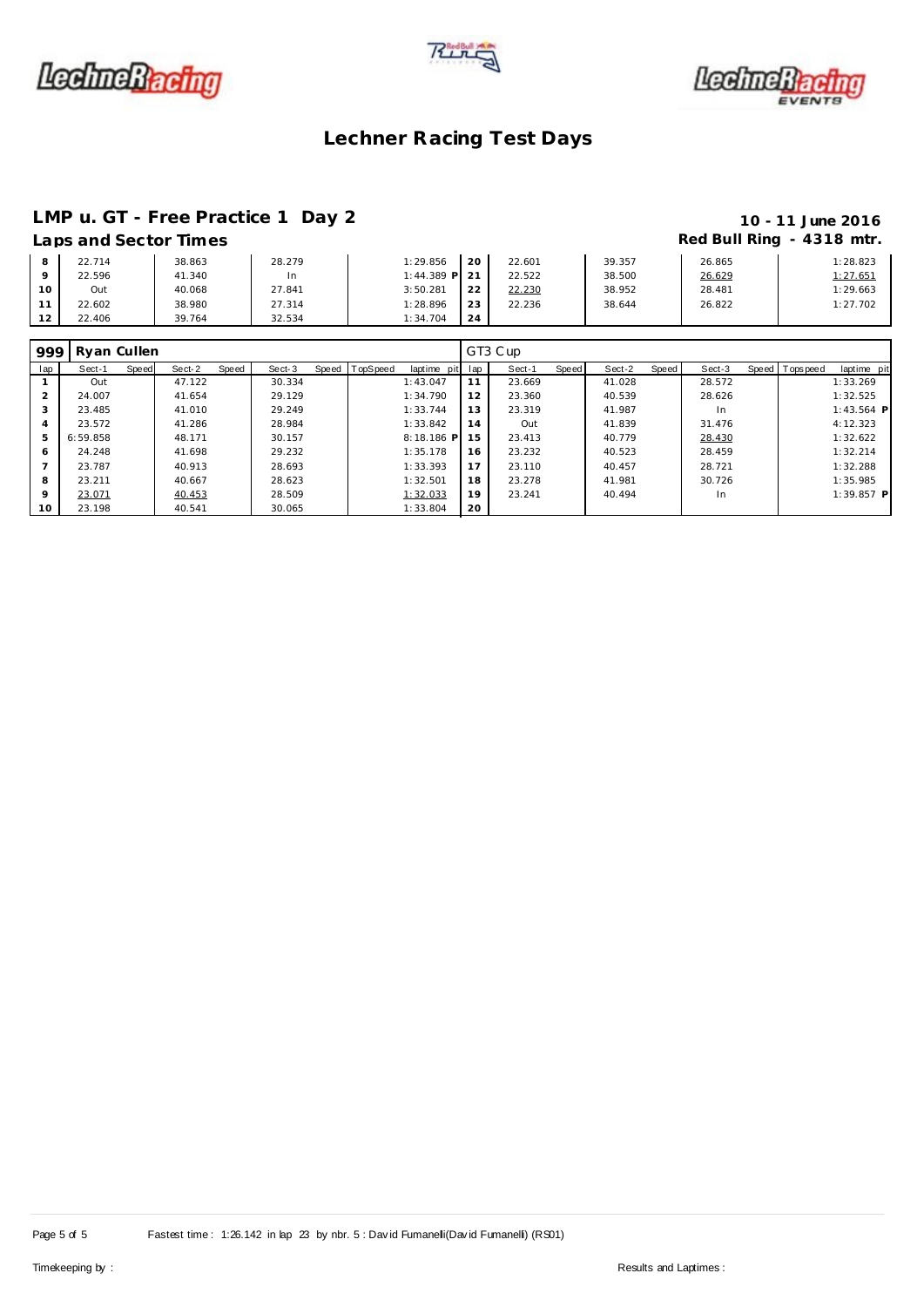# Lechner Racing Test Days

## LMP u. GT - Free Practice 1 Day 2

**10 - 11 June 2016**

### Laps and Sector Times

**Red Bull Ring - 4318 mtr.**

| lap | Sect-1 | Speed | Sect-2 | Speed | Sect-3 | Speed | TopSpeed | laptime pit | lap | Sect-1 | Speed | Sect-2 | Speed | Sect-3 | Speed | Topspeed | laptime pit |
|---|---|---|---|---|---|---|---|---|---|---|---|---|---|---|---|---|---|
| 8 | 22.714 | | 38.863 | | 28.279 | | | 1:29.856 | 20 | 22.601 | | 39.357 | | 26.865 | | | 1:28.823 |
| 9 | 22.596 | | 41.340 | | In | | | 1:44.389 P | 21 | 22.522 | | 38.500 | | 26.629 | | | 1:27.651 |
| 10 | Out | | 40.068 | | 27.841 | | | 3:50.281 | 22 | 22.230 | | 38.952 | | 28.481 | | | 1:29.663 |
| 11 | 22.602 | | 38.980 | | 27.314 | | | 1:28.896 | 23 | 22.236 | | 38.644 | | 26.822 | | | 1:27.702 |
| 12 | 22.406 | | 39.764 | | 32.534 | | | 1:34.704 | 24 | | | | | | | | |

**999 Ryan Cullen** — GT3 Cup

| lap | Sect-1 | Speed | Sect-2 | Speed | Sect-3 | Speed | TopSpeed | laptime pit | lap | Sect-1 | Speed | Sect-2 | Speed | Sect-3 | Speed | Topspeed | laptime pit |
|---|---|---|---|---|---|---|---|---|---|---|---|---|---|---|---|---|---|
| 1 | Out | | 47.122 | | 30.334 | | | 1:43.047 | 11 | 23.669 | | 41.028 | | 28.572 | | | 1:33.269 |
| 2 | 24.007 | | 41.654 | | 29.129 | | | 1:34.790 | 12 | 23.360 | | 40.539 | | 28.626 | | | 1:32.525 |
| 3 | 23.485 | | 41.010 | | 29.249 | | | 1:33.744 | 13 | 23.319 | | 41.987 | | In | | | 1:43.564 P |
| 4 | 23.572 | | 41.286 | | 28.984 | | | 1:33.842 | 14 | Out | | 41.839 | | 31.476 | | | 4:12.323 |
| 5 | 6:59.858 | | 48.171 | | 30.157 | | | 8:18.186 P | 15 | 23.413 | | 40.779 | | 28.430 | | | 1:32.622 |
| 6 | 24.248 | | 41.698 | | 29.232 | | | 1:35.178 | 16 | 23.232 | | 40.523 | | 28.459 | | | 1:32.214 |
| 7 | 23.787 | | 40.913 | | 28.693 | | | 1:33.393 | 17 | 23.110 | | 40.457 | | 28.721 | | | 1:32.288 |
| 8 | 23.211 | | 40.667 | | 28.623 | | | 1:32.501 | 18 | 23.278 | | 41.981 | | 30.726 | | | 1:35.985 |
| 9 | 23.071 | | 40.453 | | 28.509 | | | 1:32.033 | 19 | 23.241 | | 40.494 | | In | | | 1:39.857 P |
| 10 | 23.198 | | 40.541 | | 30.065 | | | 1:33.804 | 20 | | | | | | | | |

Fastest time : 1:26.142 in lap 23 by nbr. 5 : David Fumanelli(David Fumanelli) (RS01)

Timekeeping by :

Results and Laptimes :